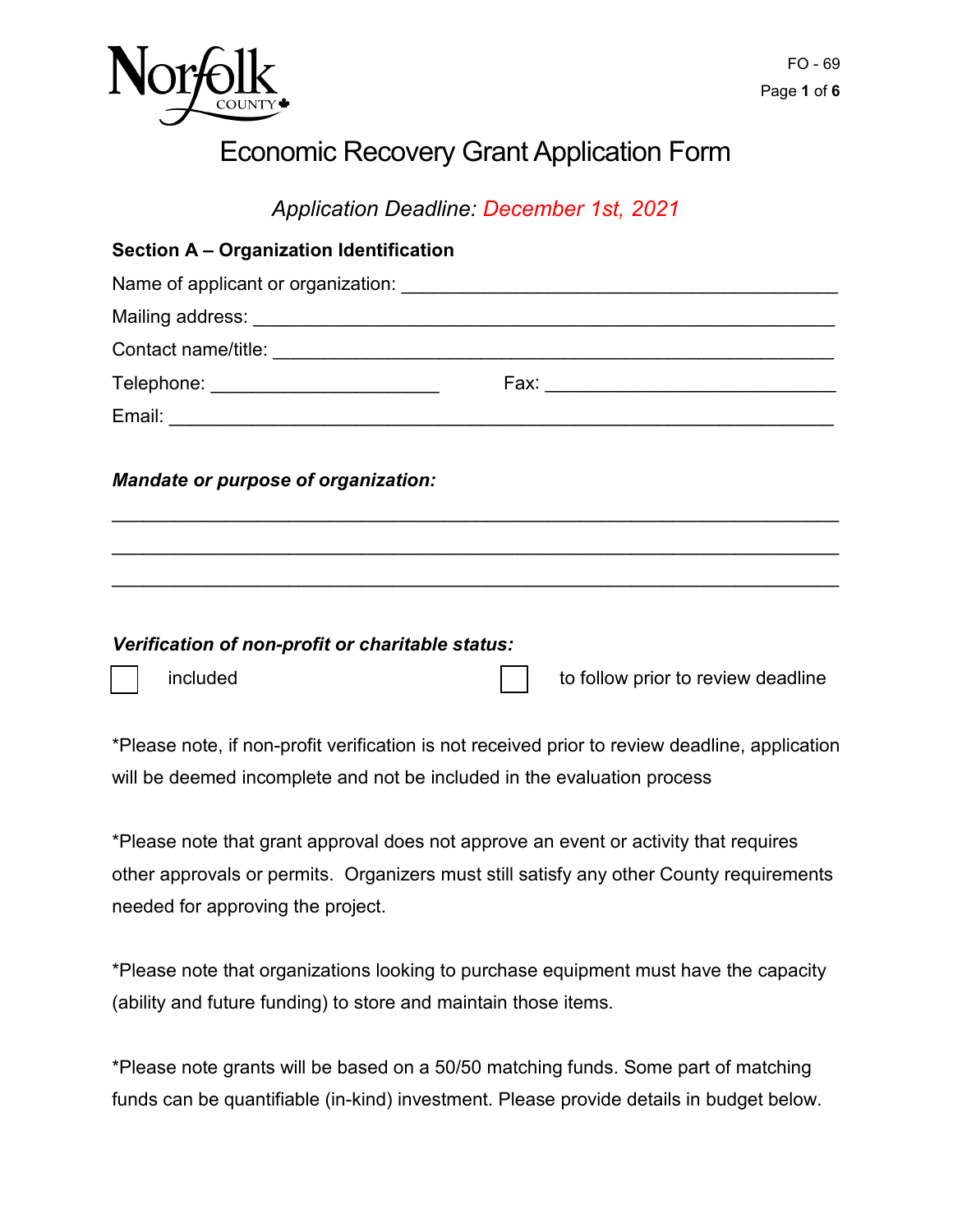# Economic Recovery Grant Application Form

*Application Deadline: December 1st, 2021*

**Section A – Organization Identification**

Name of applicant or organization: ___________________________________________

Mailing address: _________________________________________________________

Contact name/title: _______________________________________________________

Telephone: ______________________ Fax: _____________________________

Email: __________________________________________________________________

***Mandate or purpose of organization:***

_____________________________________________________________________

_____________________________________________________________________

_____________________________________________________________________

***Verification of non-profit or charitable status:***

☐ included ☐ to follow prior to review deadline

*Please note, if non-profit verification is not received prior to review deadline, application will be deemed incomplete and not be included in the evaluation process

*Please note that grant approval does not approve an event or activity that requires other approvals or permits. Organizers must still satisfy any other County requirements needed for approving the project.

*Please note that organizations looking to purchase equipment must have the capacity (ability and future funding) to store and maintain those items.

*Please note grants will be based on a 50/50 matching funds. Some part of matching funds can be quantifiable (in-kind) investment. Please provide details in budget below.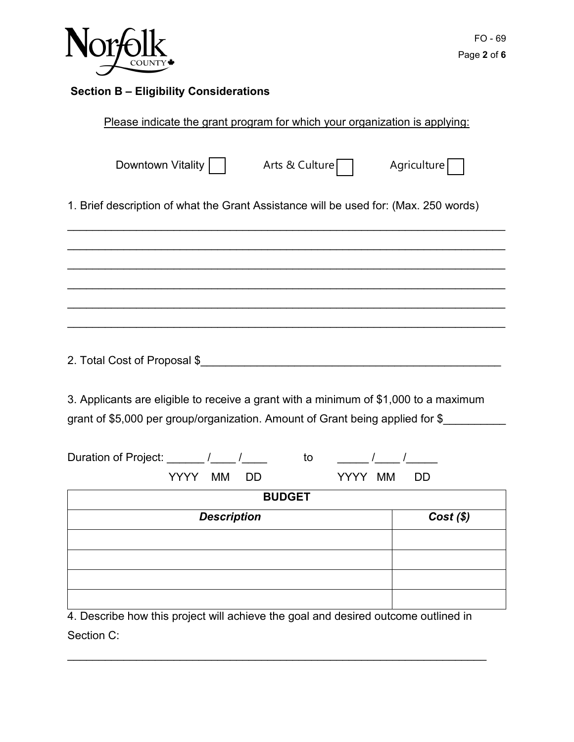## Section B – Eligibility Considerations

Please indicate the grant program for which your organization is applying:

Downtown Vitality ☐ Arts & Culture ☐ Agriculture ☐

1. Brief description of what the Grant Assistance will be used for: (Max. 250 words)

______________________________________________________________________

______________________________________________________________________

______________________________________________________________________

______________________________________________________________________

______________________________________________________________________

______________________________________________________________________

2. Total Cost of Proposal $_______________________________________________

3. Applicants are eligible to receive a grant with a minimum of $1,000 to a maximum grant of $5,000 per group/organization. Amount of Grant being applied for $__________

Duration of Project: ______ /____ /____ to _____ /____ /_____

YYYY MM DD YYYY MM DD

| BUDGET | |
|---|---|
| ***Description*** | ***Cost ($)*** |
| | |
| | |
| | |
| | |

4. Describe how this project will achieve the goal and desired outcome outlined in Section C:

______________________________________________________________________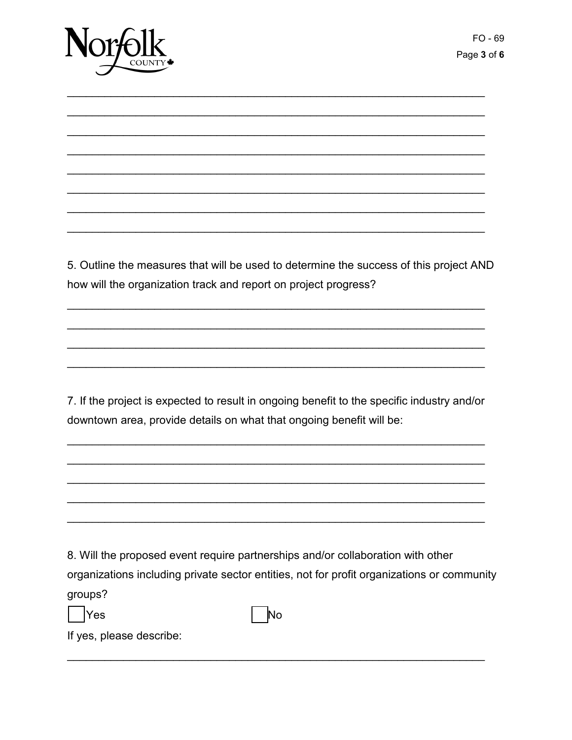\_\_\_\_\_\_\_\_\_\_\_\_\_\_\_\_\_\_\_\_\_\_\_\_\_\_\_\_\_\_\_\_\_\_\_\_\_\_\_\_\_\_\_\_\_\_\_\_\_\_\_\_\_\_\_\_\_\_\_\_\_\_\_\_\_\_\_\_\_\_

\_\_\_\_\_\_\_\_\_\_\_\_\_\_\_\_\_\_\_\_\_\_\_\_\_\_\_\_\_\_\_\_\_\_\_\_\_\_\_\_\_\_\_\_\_\_\_\_\_\_\_\_\_\_\_\_\_\_\_\_\_\_\_\_\_\_\_\_\_\_

\_\_\_\_\_\_\_\_\_\_\_\_\_\_\_\_\_\_\_\_\_\_\_\_\_\_\_\_\_\_\_\_\_\_\_\_\_\_\_\_\_\_\_\_\_\_\_\_\_\_\_\_\_\_\_\_\_\_\_\_\_\_\_\_\_\_\_\_\_\_

\_\_\_\_\_\_\_\_\_\_\_\_\_\_\_\_\_\_\_\_\_\_\_\_\_\_\_\_\_\_\_\_\_\_\_\_\_\_\_\_\_\_\_\_\_\_\_\_\_\_\_\_\_\_\_\_\_\_\_\_\_\_\_\_\_\_\_\_\_\_

\_\_\_\_\_\_\_\_\_\_\_\_\_\_\_\_\_\_\_\_\_\_\_\_\_\_\_\_\_\_\_\_\_\_\_\_\_\_\_\_\_\_\_\_\_\_\_\_\_\_\_\_\_\_\_\_\_\_\_\_\_\_\_\_\_\_\_\_\_\_

\_\_\_\_\_\_\_\_\_\_\_\_\_\_\_\_\_\_\_\_\_\_\_\_\_\_\_\_\_\_\_\_\_\_\_\_\_\_\_\_\_\_\_\_\_\_\_\_\_\_\_\_\_\_\_\_\_\_\_\_\_\_\_\_\_\_\_\_\_\_

\_\_\_\_\_\_\_\_\_\_\_\_\_\_\_\_\_\_\_\_\_\_\_\_\_\_\_\_\_\_\_\_\_\_\_\_\_\_\_\_\_\_\_\_\_\_\_\_\_\_\_\_\_\_\_\_\_\_\_\_\_\_\_\_\_\_\_\_\_\_

\_\_\_\_\_\_\_\_\_\_\_\_\_\_\_\_\_\_\_\_\_\_\_\_\_\_\_\_\_\_\_\_\_\_\_\_\_\_\_\_\_\_\_\_\_\_\_\_\_\_\_\_\_\_\_\_\_\_\_\_\_\_\_\_\_\_\_\_\_\_

5. Outline the measures that will be used to determine the success of this project AND how will the organization track and report on project progress?

\_\_\_\_\_\_\_\_\_\_\_\_\_\_\_\_\_\_\_\_\_\_\_\_\_\_\_\_\_\_\_\_\_\_\_\_\_\_\_\_\_\_\_\_\_\_\_\_\_\_\_\_\_\_\_\_\_\_\_\_\_\_\_\_\_\_\_\_\_\_

\_\_\_\_\_\_\_\_\_\_\_\_\_\_\_\_\_\_\_\_\_\_\_\_\_\_\_\_\_\_\_\_\_\_\_\_\_\_\_\_\_\_\_\_\_\_\_\_\_\_\_\_\_\_\_\_\_\_\_\_\_\_\_\_\_\_\_\_\_\_

\_\_\_\_\_\_\_\_\_\_\_\_\_\_\_\_\_\_\_\_\_\_\_\_\_\_\_\_\_\_\_\_\_\_\_\_\_\_\_\_\_\_\_\_\_\_\_\_\_\_\_\_\_\_\_\_\_\_\_\_\_\_\_\_\_\_\_\_\_\_

\_\_\_\_\_\_\_\_\_\_\_\_\_\_\_\_\_\_\_\_\_\_\_\_\_\_\_\_\_\_\_\_\_\_\_\_\_\_\_\_\_\_\_\_\_\_\_\_\_\_\_\_\_\_\_\_\_\_\_\_\_\_\_\_\_\_\_\_\_\_

7. If the project is expected to result in ongoing benefit to the specific industry and/or downtown area, provide details on what that ongoing benefit will be:

\_\_\_\_\_\_\_\_\_\_\_\_\_\_\_\_\_\_\_\_\_\_\_\_\_\_\_\_\_\_\_\_\_\_\_\_\_\_\_\_\_\_\_\_\_\_\_\_\_\_\_\_\_\_\_\_\_\_\_\_\_\_\_\_\_\_\_\_\_\_

\_\_\_\_\_\_\_\_\_\_\_\_\_\_\_\_\_\_\_\_\_\_\_\_\_\_\_\_\_\_\_\_\_\_\_\_\_\_\_\_\_\_\_\_\_\_\_\_\_\_\_\_\_\_\_\_\_\_\_\_\_\_\_\_\_\_\_\_\_\_

\_\_\_\_\_\_\_\_\_\_\_\_\_\_\_\_\_\_\_\_\_\_\_\_\_\_\_\_\_\_\_\_\_\_\_\_\_\_\_\_\_\_\_\_\_\_\_\_\_\_\_\_\_\_\_\_\_\_\_\_\_\_\_\_\_\_\_\_\_\_

\_\_\_\_\_\_\_\_\_\_\_\_\_\_\_\_\_\_\_\_\_\_\_\_\_\_\_\_\_\_\_\_\_\_\_\_\_\_\_\_\_\_\_\_\_\_\_\_\_\_\_\_\_\_\_\_\_\_\_\_\_\_\_\_\_\_\_\_\_\_

\_\_\_\_\_\_\_\_\_\_\_\_\_\_\_\_\_\_\_\_\_\_\_\_\_\_\_\_\_\_\_\_\_\_\_\_\_\_\_\_\_\_\_\_\_\_\_\_\_\_\_\_\_\_\_\_\_\_\_\_\_\_\_\_\_\_\_\_\_\_

8. Will the proposed event require partnerships and/or collaboration with other organizations including private sector entities, not for profit organizations or community groups?

☐ Yes ☐ No

If yes, please describe:

\_\_\_\_\_\_\_\_\_\_\_\_\_\_\_\_\_\_\_\_\_\_\_\_\_\_\_\_\_\_\_\_\_\_\_\_\_\_\_\_\_\_\_\_\_\_\_\_\_\_\_\_\_\_\_\_\_\_\_\_\_\_\_\_\_\_\_\_\_\_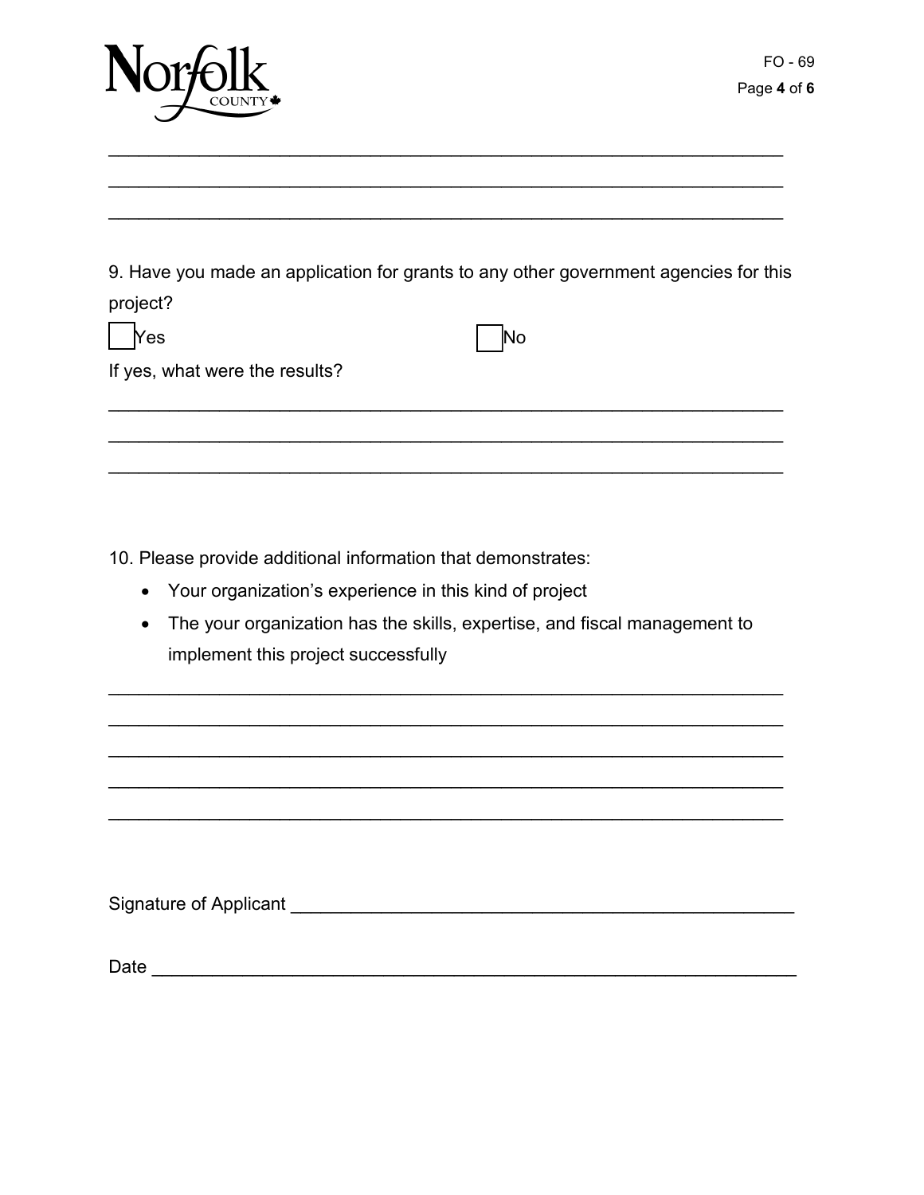\_\_\_\_\_\_\_\_\_\_\_\_\_\_\_\_\_\_\_\_\_\_\_\_\_\_\_\_\_\_\_\_\_\_\_\_\_\_\_\_\_\_\_\_\_\_\_\_\_\_\_\_\_\_\_\_\_\_\_\_\_\_\_\_\_\_\_\_

\_\_\_\_\_\_\_\_\_\_\_\_\_\_\_\_\_\_\_\_\_\_\_\_\_\_\_\_\_\_\_\_\_\_\_\_\_\_\_\_\_\_\_\_\_\_\_\_\_\_\_\_\_\_\_\_\_\_\_\_\_\_\_\_\_\_\_\_

\_\_\_\_\_\_\_\_\_\_\_\_\_\_\_\_\_\_\_\_\_\_\_\_\_\_\_\_\_\_\_\_\_\_\_\_\_\_\_\_\_\_\_\_\_\_\_\_\_\_\_\_\_\_\_\_\_\_\_\_\_\_\_\_\_\_\_\_

9. Have you made an application for grants to any other government agencies for this project?

☐ Yes ☐ No

If yes, what were the results?

\_\_\_\_\_\_\_\_\_\_\_\_\_\_\_\_\_\_\_\_\_\_\_\_\_\_\_\_\_\_\_\_\_\_\_\_\_\_\_\_\_\_\_\_\_\_\_\_\_\_\_\_\_\_\_\_\_\_\_\_\_\_\_\_\_\_\_\_

\_\_\_\_\_\_\_\_\_\_\_\_\_\_\_\_\_\_\_\_\_\_\_\_\_\_\_\_\_\_\_\_\_\_\_\_\_\_\_\_\_\_\_\_\_\_\_\_\_\_\_\_\_\_\_\_\_\_\_\_\_\_\_\_\_\_\_\_

\_\_\_\_\_\_\_\_\_\_\_\_\_\_\_\_\_\_\_\_\_\_\_\_\_\_\_\_\_\_\_\_\_\_\_\_\_\_\_\_\_\_\_\_\_\_\_\_\_\_\_\_\_\_\_\_\_\_\_\_\_\_\_\_\_\_\_\_

10. Please provide additional information that demonstrates:

- Your organization's experience in this kind of project
- The your organization has the skills, expertise, and fiscal management to implement this project successfully

\_\_\_\_\_\_\_\_\_\_\_\_\_\_\_\_\_\_\_\_\_\_\_\_\_\_\_\_\_\_\_\_\_\_\_\_\_\_\_\_\_\_\_\_\_\_\_\_\_\_\_\_\_\_\_\_\_\_\_\_\_\_\_\_\_\_\_\_

\_\_\_\_\_\_\_\_\_\_\_\_\_\_\_\_\_\_\_\_\_\_\_\_\_\_\_\_\_\_\_\_\_\_\_\_\_\_\_\_\_\_\_\_\_\_\_\_\_\_\_\_\_\_\_\_\_\_\_\_\_\_\_\_\_\_\_\_

\_\_\_\_\_\_\_\_\_\_\_\_\_\_\_\_\_\_\_\_\_\_\_\_\_\_\_\_\_\_\_\_\_\_\_\_\_\_\_\_\_\_\_\_\_\_\_\_\_\_\_\_\_\_\_\_\_\_\_\_\_\_\_\_\_\_\_\_

\_\_\_\_\_\_\_\_\_\_\_\_\_\_\_\_\_\_\_\_\_\_\_\_\_\_\_\_\_\_\_\_\_\_\_\_\_\_\_\_\_\_\_\_\_\_\_\_\_\_\_\_\_\_\_\_\_\_\_\_\_\_\_\_\_\_\_\_

\_\_\_\_\_\_\_\_\_\_\_\_\_\_\_\_\_\_\_\_\_\_\_\_\_\_\_\_\_\_\_\_\_\_\_\_\_\_\_\_\_\_\_\_\_\_\_\_\_\_\_\_\_\_\_\_\_\_\_\_\_\_\_\_\_\_\_\_

Signature of Applicant \_\_\_\_\_\_\_\_\_\_\_\_\_\_\_\_\_\_\_\_\_\_\_\_\_\_\_\_\_\_\_\_\_\_\_\_\_\_\_\_\_\_\_\_\_\_\_\_\_\_

Date \_\_\_\_\_\_\_\_\_\_\_\_\_\_\_\_\_\_\_\_\_\_\_\_\_\_\_\_\_\_\_\_\_\_\_\_\_\_\_\_\_\_\_\_\_\_\_\_\_\_\_\_\_\_\_\_\_\_\_\_\_\_\_\_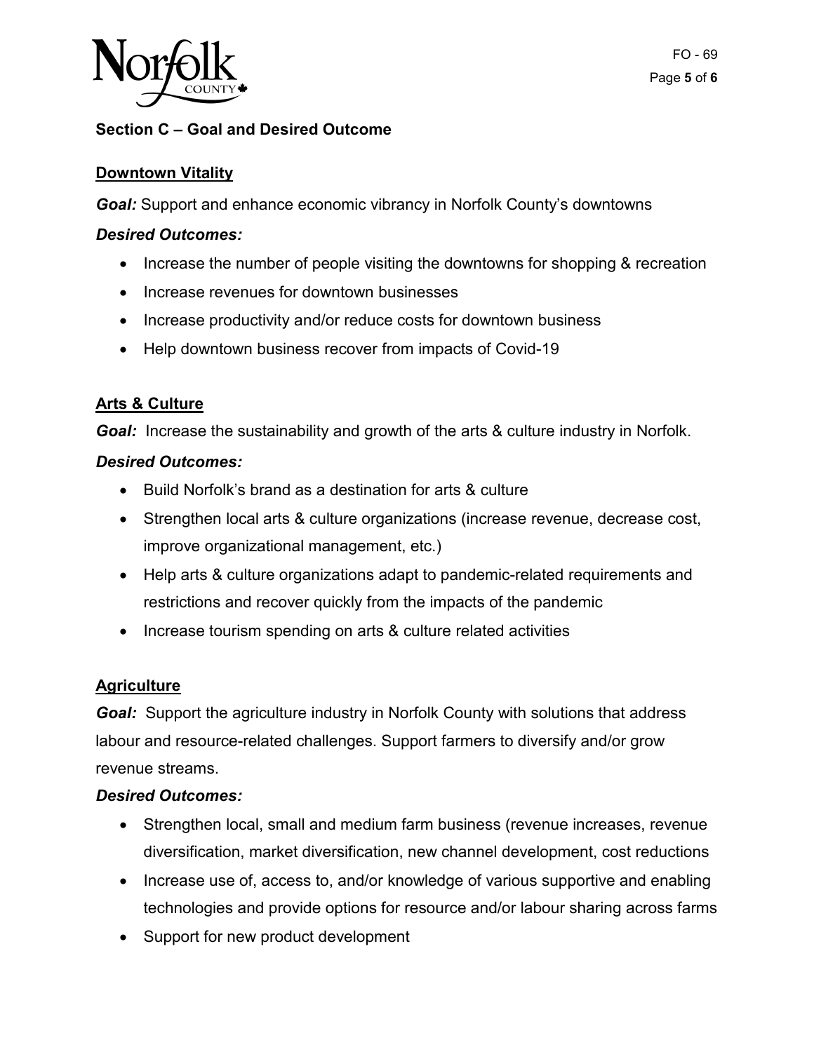## Section C – Goal and Desired Outcome

### Downtown Vitality

***Goal:*** Support and enhance economic vibrancy in Norfolk County's downtowns

***Desired Outcomes:***

- Increase the number of people visiting the downtowns for shopping & recreation
- Increase revenues for downtown businesses
- Increase productivity and/or reduce costs for downtown business
- Help downtown business recover from impacts of Covid-19

### Arts & Culture

***Goal:*** Increase the sustainability and growth of the arts & culture industry in Norfolk.

***Desired Outcomes:***

- Build Norfolk's brand as a destination for arts & culture
- Strengthen local arts & culture organizations (increase revenue, decrease cost, improve organizational management, etc.)
- Help arts & culture organizations adapt to pandemic-related requirements and restrictions and recover quickly from the impacts of the pandemic
- Increase tourism spending on arts & culture related activities

### Agriculture

***Goal:*** Support the agriculture industry in Norfolk County with solutions that address labour and resource-related challenges. Support farmers to diversify and/or grow revenue streams.

***Desired Outcomes:***

- Strengthen local, small and medium farm business (revenue increases, revenue diversification, market diversification, new channel development, cost reductions
- Increase use of, access to, and/or knowledge of various supportive and enabling technologies and provide options for resource and/or labour sharing across farms
- Support for new product development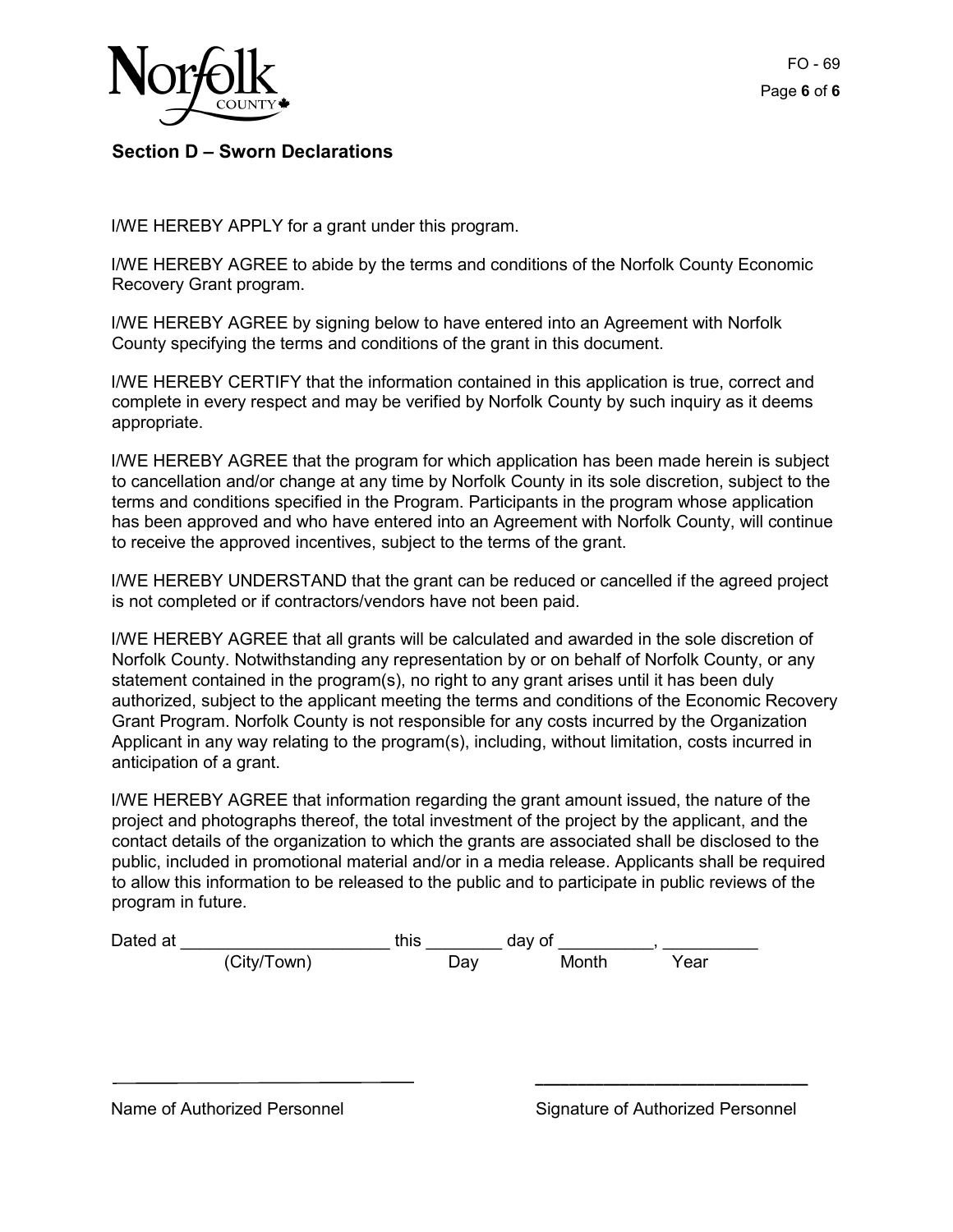## Section D – Sworn Declarations

I/WE HEREBY APPLY for a grant under this program.

I/WE HEREBY AGREE to abide by the terms and conditions of the Norfolk County Economic Recovery Grant program.

I/WE HEREBY AGREE by signing below to have entered into an Agreement with Norfolk County specifying the terms and conditions of the grant in this document.

I/WE HEREBY CERTIFY that the information contained in this application is true, correct and complete in every respect and may be verified by Norfolk County by such inquiry as it deems appropriate.

I/WE HEREBY AGREE that the program for which application has been made herein is subject to cancellation and/or change at any time by Norfolk County in its sole discretion, subject to the terms and conditions specified in the Program. Participants in the program whose application has been approved and who have entered into an Agreement with Norfolk County, will continue to receive the approved incentives, subject to the terms of the grant.

I/WE HEREBY UNDERSTAND that the grant can be reduced or cancelled if the agreed project is not completed or if contractors/vendors have not been paid.

I/WE HEREBY AGREE that all grants will be calculated and awarded in the sole discretion of Norfolk County. Notwithstanding any representation by or on behalf of Norfolk County, or any statement contained in the program(s), no right to any grant arises until it has been duly authorized, subject to the applicant meeting the terms and conditions of the Economic Recovery Grant Program. Norfolk County is not responsible for any costs incurred by the Organization Applicant in any way relating to the program(s), including, without limitation, costs incurred in anticipation of a grant.

I/WE HEREBY AGREE that information regarding the grant amount issued, the nature of the project and photographs thereof, the total investment of the project by the applicant, and the contact details of the organization to which the grants are associated shall be disclosed to the public, included in promotional material and/or in a media release. Applicants shall be required to allow this information to be released to the public and to participate in public reviews of the program in future.

Dated at ______________________ this ________ day of __________, __________
(City/Town) Day Month Year

______________________________ ______________________________

Name of Authorized Personnel Signature of Authorized Personnel